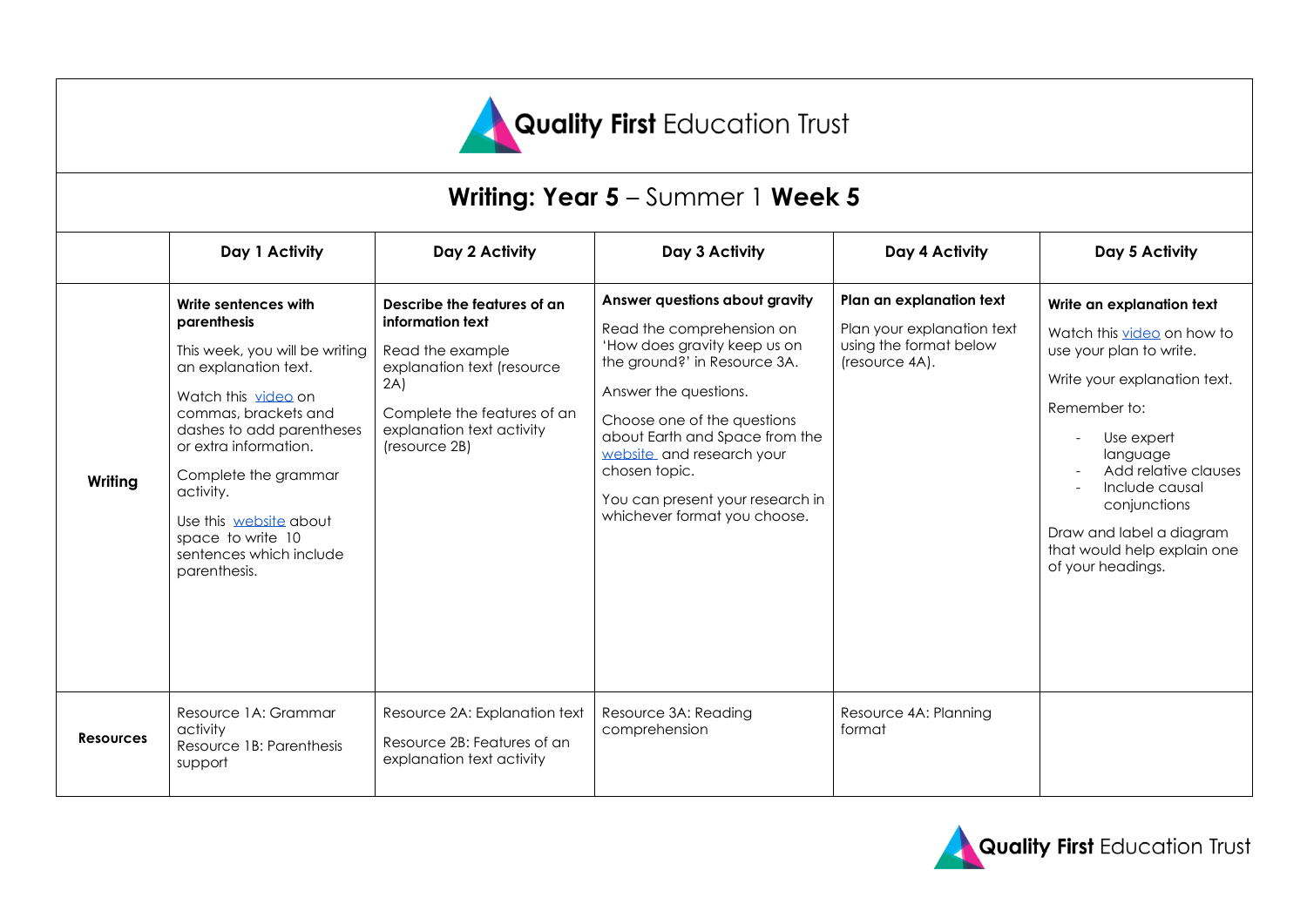Quality First Education Trust

# Writing: Year 5 – Summer 1 **Week 5**

| | Day 1 Activity | Day 2 Activity | Day 3 Activity | Day 4 Activity | Day 5 Activity |
|---|---|---|---|---|---|
| **Writing** | **Write sentences with parenthesis**<br><br>This week, you will be writing an explanation text.<br><br>Watch this video on commas, brackets and dashes to add parentheses or extra information.<br><br>Complete the grammar activity.<br><br>Use this website about space to write 10 sentences which include parenthesis. | **Describe the features of an information text**<br><br>Read the example explanation text (resource 2A)<br><br>Complete the features of an explanation text activity (resource 2B) | **Answer questions about gravity**<br><br>Read the comprehension on 'How does gravity keep us on the ground?' in Resource 3A.<br><br>Answer the questions.<br><br>Choose one of the questions about Earth and Space from the website and research your chosen topic.<br><br>You can present your research in whichever format you choose. | **Plan an explanation text**<br><br>Plan your explanation text using the format below (resource 4A). | **Write an explanation text**<br><br>Watch this video on how to use your plan to write.<br><br>Write your explanation text.<br><br>Remember to:<br>- Use expert language<br>- Add relative clauses<br>- Include causal conjunctions<br><br>Draw and label a diagram that would help explain one of your headings. |
| **Resources** | Resource 1A: Grammar activity<br>Resource 1B: Parenthesis support | Resource 2A: Explanation text<br><br>Resource 2B: Features of an explanation text activity | Resource 3A: Reading comprehension | Resource 4A: Planning format | |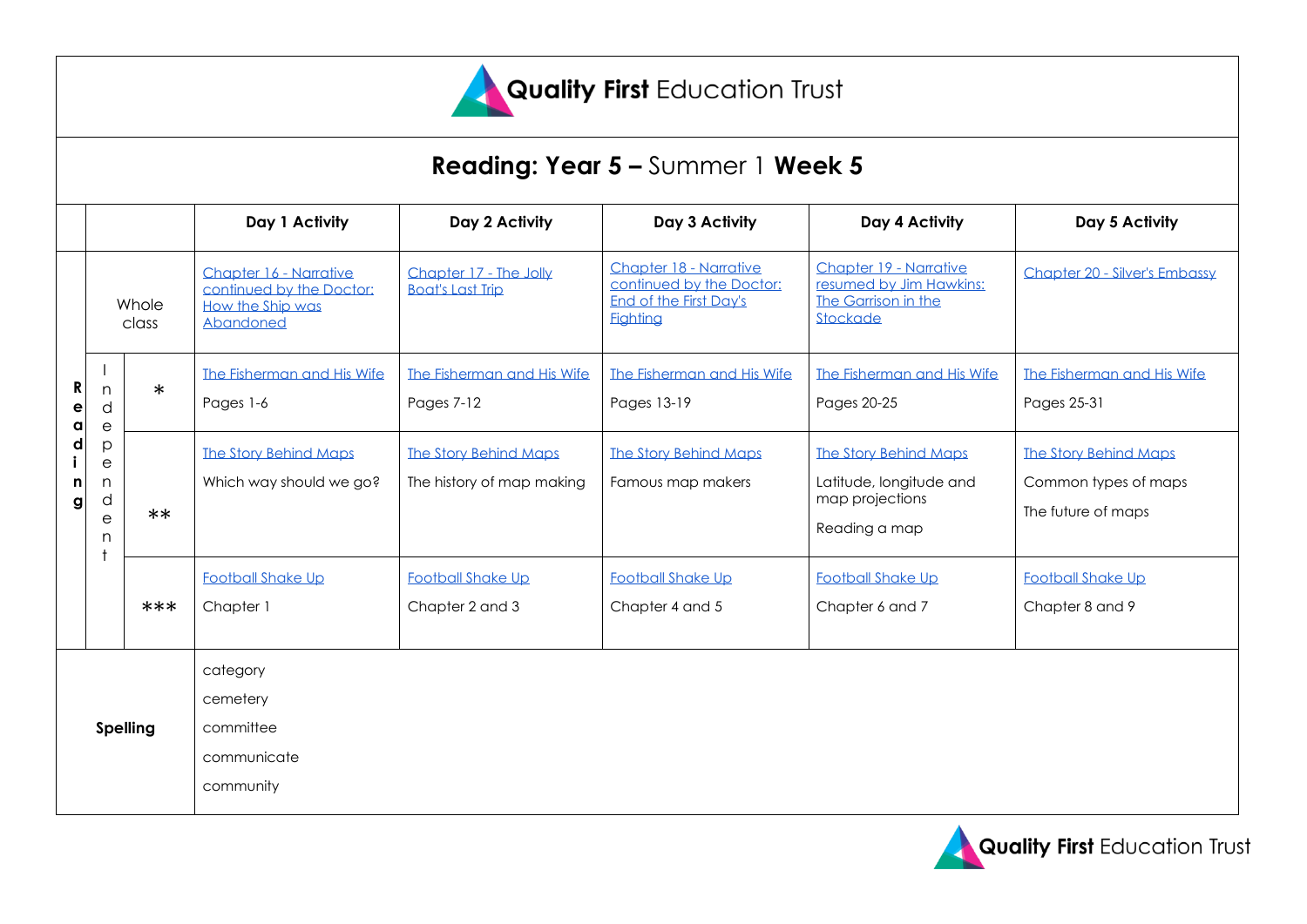Quality First Education Trust

# Reading: Year 5 – Summer 1 Week 5

| | | | Day 1 Activity | Day 2 Activity | Day 3 Activity | Day 4 Activity | Day 5 Activity |
|---|---|---|---|---|---|---|---|
| Reading | Whole class | | Chapter 16 - Narrative continued by the Doctor: How the Ship was Abandoned | Chapter 17 - The Jolly Boat's Last Trip | Chapter 18 - Narrative continued by the Doctor: End of the First Day's Fighting | Chapter 19 - Narrative resumed by Jim Hawkins: The Garrison in the Stockade | Chapter 20 - Silver's Embassy |
| | Independent | * | The Fisherman and His Wife<br>Pages 1-6 | The Fisherman and His Wife<br>Pages 7-12 | The Fisherman and His Wife<br>Pages 13-19 | The Fisherman and His Wife<br>Pages 20-25 | The Fisherman and His Wife<br>Pages 25-31 |
| | | ** | The Story Behind Maps<br>Which way should we go? | The Story Behind Maps<br>The history of map making | The Story Behind Maps<br>Famous map makers | The Story Behind Maps<br>Latitude, longitude and map projections<br>Reading a map | The Story Behind Maps<br>Common types of maps<br>The future of maps |
| | | *** | Football Shake Up<br>Chapter 1 | Football Shake Up<br>Chapter 2 and 3 | Football Shake Up<br>Chapter 4 and 5 | Football Shake Up<br>Chapter 6 and 7 | Football Shake Up<br>Chapter 8 and 9 |
| Spelling | | | category<br>cemetery<br>committee<br>communicate<br>community | | | | |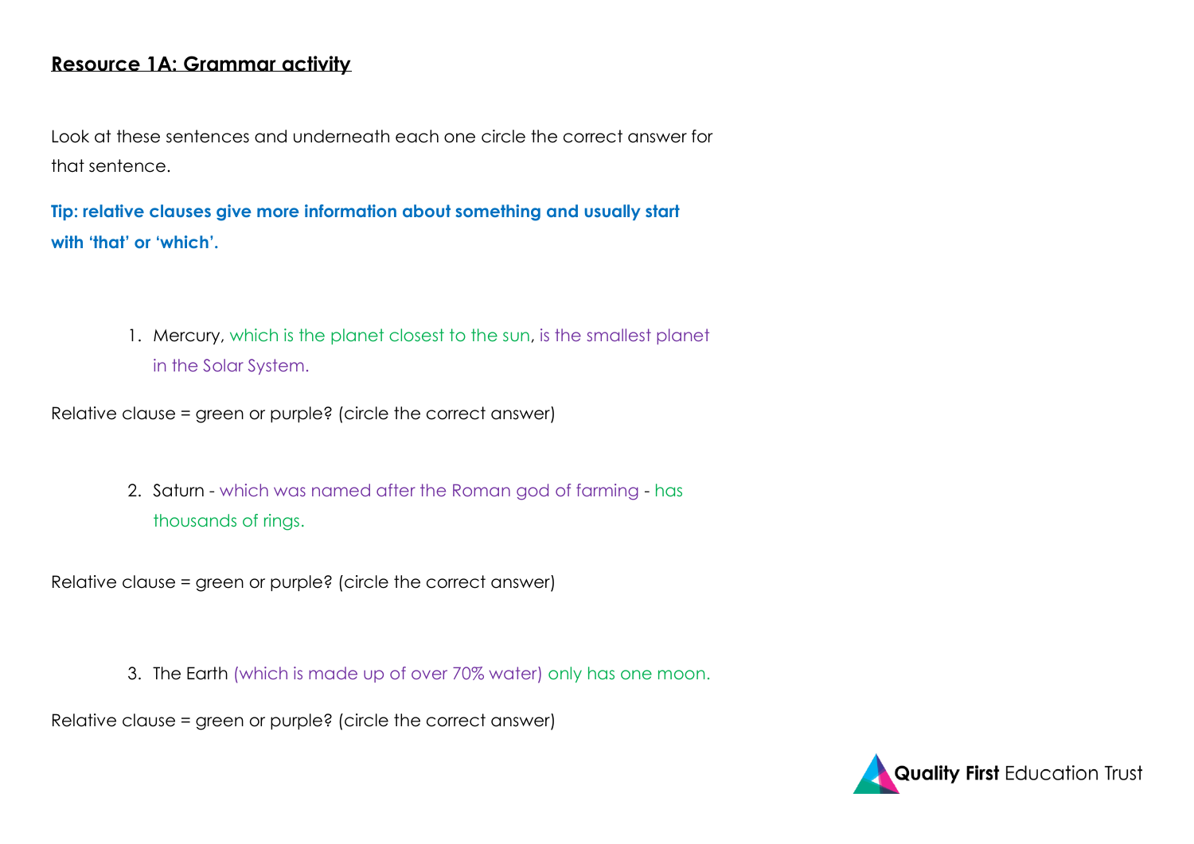## Resource 1A: Grammar activity

Look at these sentences and underneath each one circle the correct answer for that sentence.

**Tip: relative clauses give more information about something and usually start with 'that' or 'which'.**

1. Mercury, which is the planet closest to the sun, is the smallest planet in the Solar System.

Relative clause = green or purple? (circle the correct answer)

2. Saturn - which was named after the Roman god of farming - has thousands of rings.

Relative clause = green or purple? (circle the correct answer)

3. The Earth (which is made up of over 70% water) only has one moon.

Relative clause = green or purple? (circle the correct answer)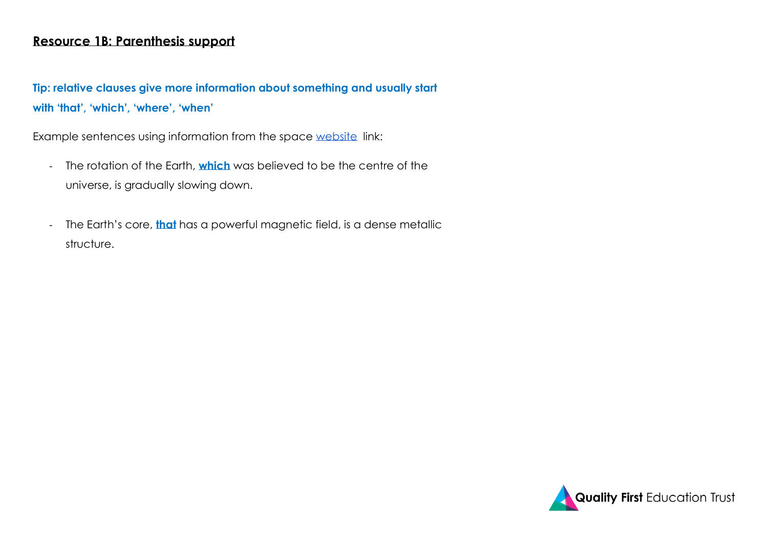# **Resource 1B: Parenthesis support**

**Tip: relative clauses give more information about something and usually start with 'that', 'which', 'where', 'when'**

Example sentences using information from the space website link:

- The rotation of the Earth, **which** was believed to be the centre of the universe, is gradually slowing down.
- The Earth's core, **that** has a powerful magnetic field, is a dense metallic structure.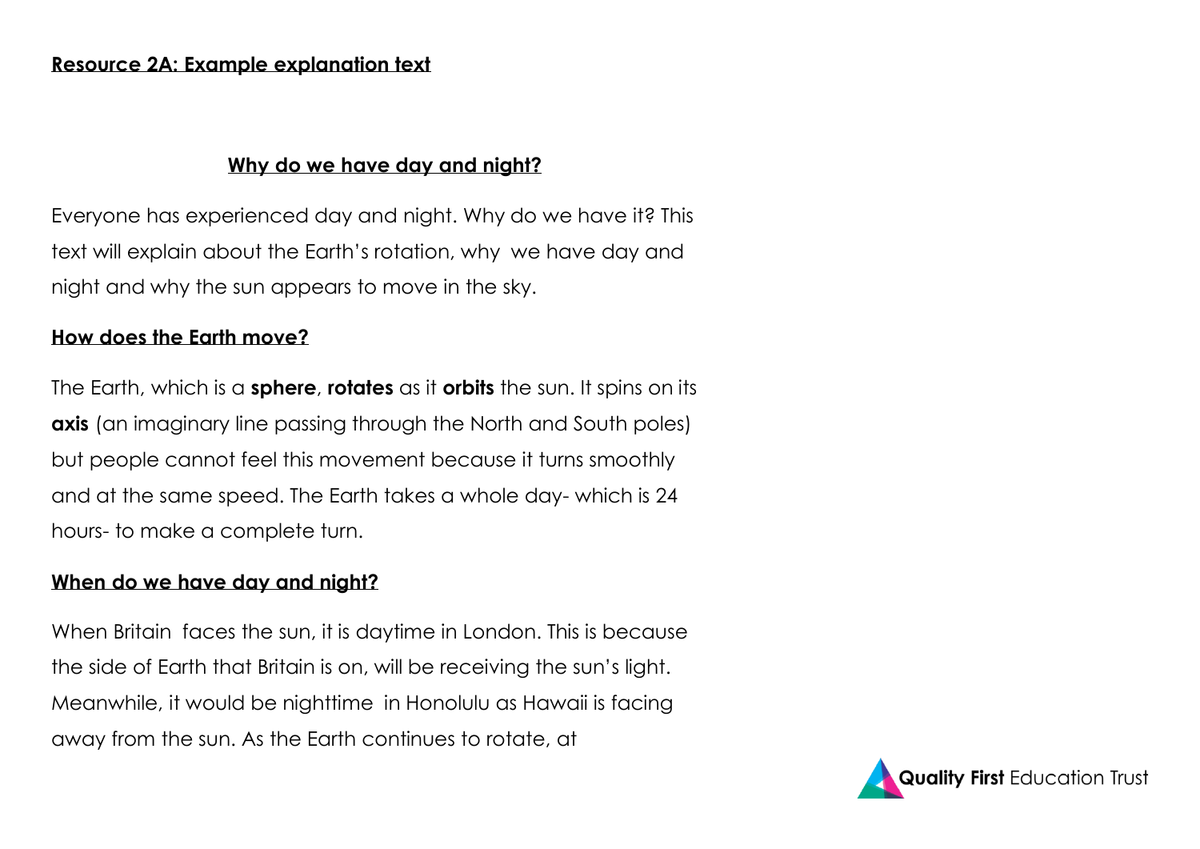**Resource 2A: Example explanation text**

## Why do we have day and night?

Everyone has experienced day and night. Why do we have it? This text will explain about the Earth's rotation, why we have day and night and why the sun appears to move in the sky.

### How does the Earth move?

The Earth, which is a **sphere**, **rotates** as it **orbits** the sun. It spins on its **axis** (an imaginary line passing through the North and South poles) but people cannot feel this movement because it turns smoothly and at the same speed. The Earth takes a whole day- which is 24 hours- to make a complete turn.

### When do we have day and night?

When Britain faces the sun, it is daytime in London. This is because the side of Earth that Britain is on, will be receiving the sun's light. Meanwhile, it would be nighttime in Honolulu as Hawaii is facing away from the sun. As the Earth continues to rotate, at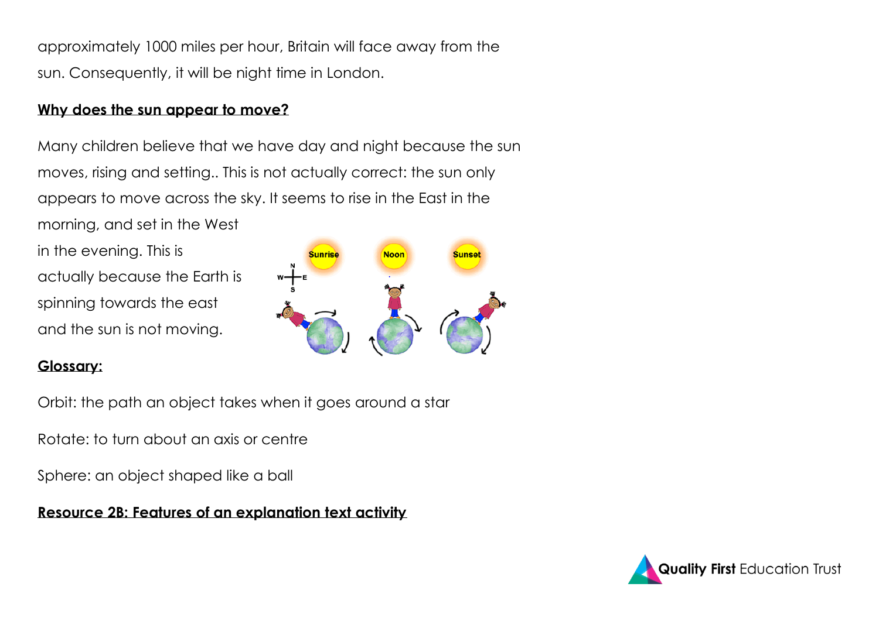approximately 1000 miles per hour, Britain will face away from the sun. Consequently, it will be night time in London.

**Why does the sun appear to move?**

Many children believe that we have day and night because the sun moves, rising and setting.. This is not actually correct: the sun only appears to move across the sky. It seems to rise in the East in the morning, and set in the West in the evening. This is actually because the Earth is spinning towards the east and the sun is not moving.

**Glossary:**

Orbit: the path an object takes when it goes around a star

Rotate: to turn about an axis or centre

Sphere: an object shaped like a ball

**Resource 2B: Features of an explanation text activity**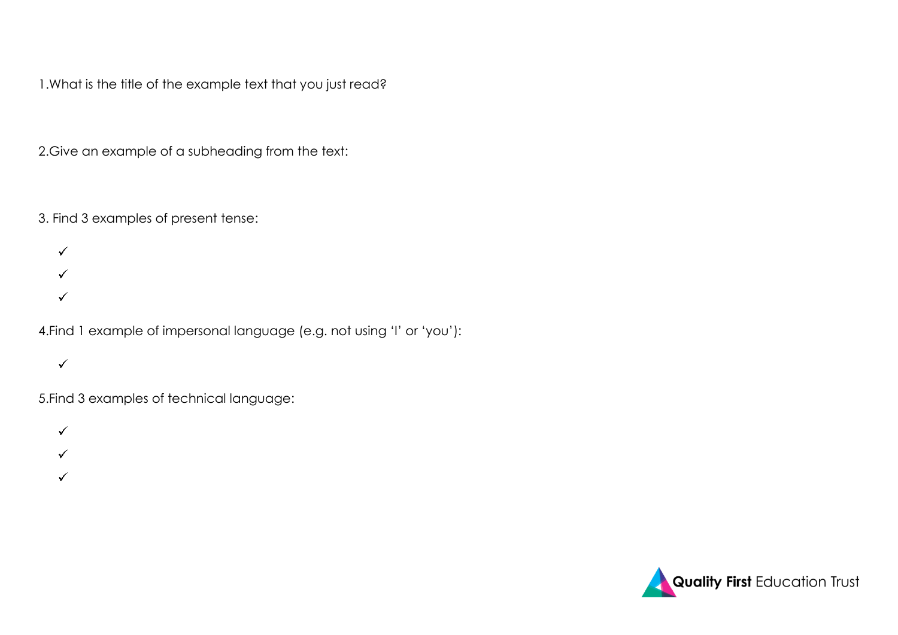1.What is the title of the example text that you just read?

2.Give an example of a subheading from the text:

3. Find 3 examples of present tense:

- ✓
- ✓
- ✓

4.Find 1 example of impersonal language (e.g. not using 'I' or 'you'):

- ✓

5.Find 3 examples of technical language:

- ✓
- ✓
- ✓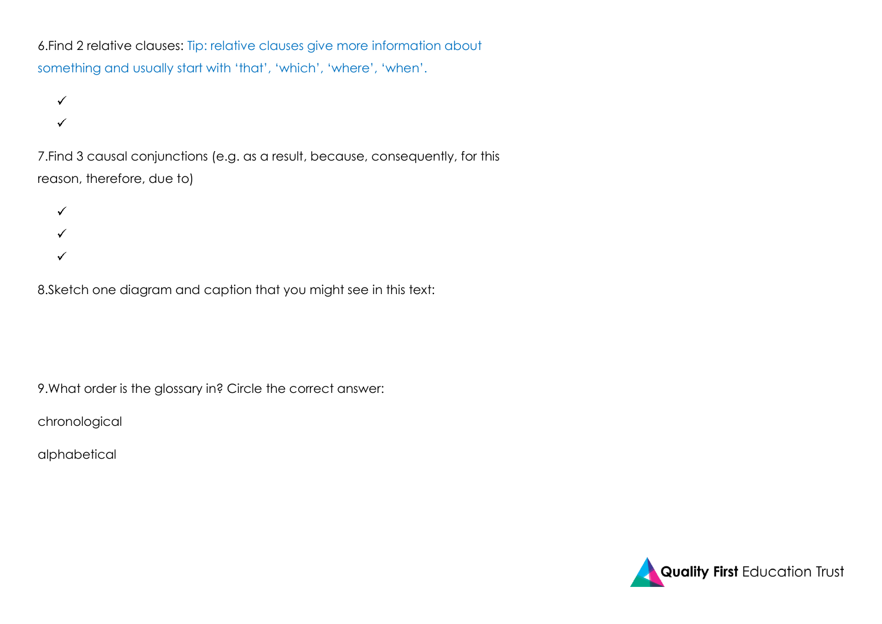6.Find 2 relative clauses: Tip: relative clauses give more information about something and usually start with 'that', 'which', 'where', 'when'.

- ✓
- ✓

7.Find 3 causal conjunctions (e.g. as a result, because, consequently, for this reason, therefore, due to)

- ✓
- ✓
- ✓

8.Sketch one diagram and caption that you might see in this text:

9.What order is the glossary in? Circle the correct answer:

chronological

alphabetical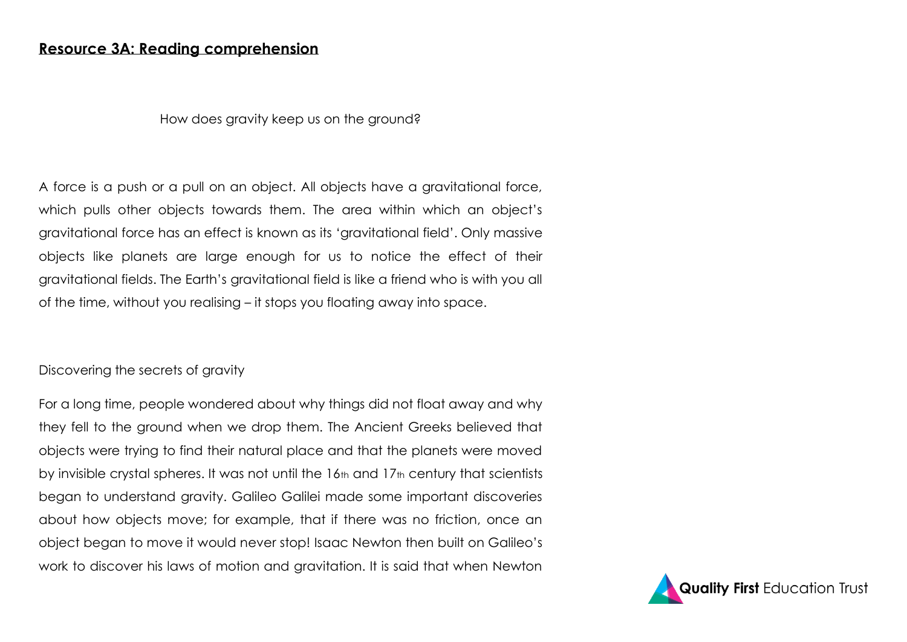## Resource 3A: Reading comprehension

How does gravity keep us on the ground?

A force is a push or a pull on an object. All objects have a gravitational force, which pulls other objects towards them. The area within which an object's gravitational force has an effect is known as its 'gravitational field'. Only massive objects like planets are large enough for us to notice the effect of their gravitational fields. The Earth's gravitational field is like a friend who is with you all of the time, without you realising – it stops you floating away into space.

Discovering the secrets of gravity

For a long time, people wondered about why things did not float away and why they fell to the ground when we drop them. The Ancient Greeks believed that objects were trying to find their natural place and that the planets were moved by invisible crystal spheres. It was not until the 16th and 17th century that scientists began to understand gravity. Galileo Galilei made some important discoveries about how objects move; for example, that if there was no friction, once an object began to move it would never stop! Isaac Newton then built on Galileo's work to discover his laws of motion and gravitation. It is said that when Newton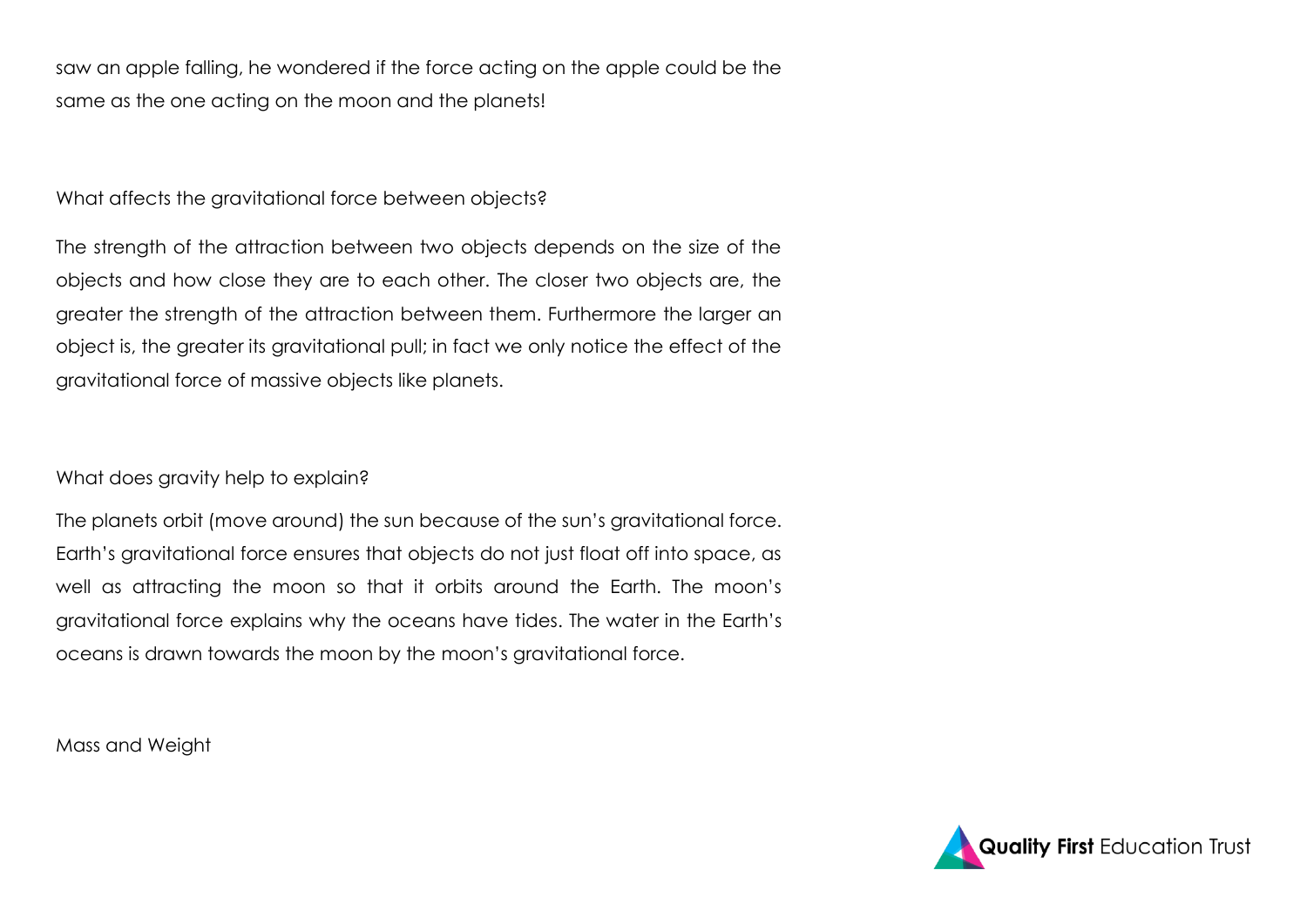saw an apple falling, he wondered if the force acting on the apple could be the same as the one acting on the moon and the planets!

## What affects the gravitational force between objects?

The strength of the attraction between two objects depends on the size of the objects and how close they are to each other. The closer two objects are, the greater the strength of the attraction between them. Furthermore the larger an object is, the greater its gravitational pull; in fact we only notice the effect of the gravitational force of massive objects like planets.

## What does gravity help to explain?

The planets orbit (move around) the sun because of the sun's gravitational force. Earth's gravitational force ensures that objects do not just float off into space, as well as attracting the moon so that it orbits around the Earth. The moon's gravitational force explains why the oceans have tides. The water in the Earth's oceans is drawn towards the moon by the moon's gravitational force.

## Mass and Weight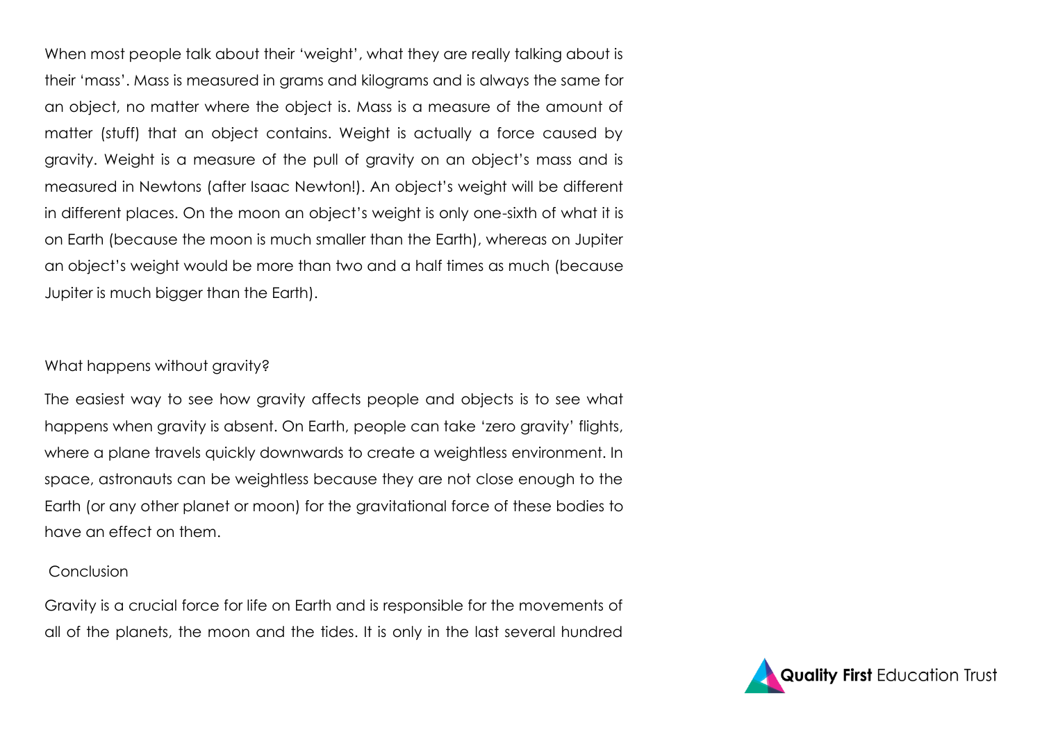When most people talk about their 'weight', what they are really talking about is their 'mass'. Mass is measured in grams and kilograms and is always the same for an object, no matter where the object is. Mass is a measure of the amount of matter (stuff) that an object contains. Weight is actually a force caused by gravity. Weight is a measure of the pull of gravity on an object's mass and is measured in Newtons (after Isaac Newton!). An object's weight will be different in different places. On the moon an object's weight is only one-sixth of what it is on Earth (because the moon is much smaller than the Earth), whereas on Jupiter an object's weight would be more than two and a half times as much (because Jupiter is much bigger than the Earth).

## What happens without gravity?

The easiest way to see how gravity affects people and objects is to see what happens when gravity is absent. On Earth, people can take 'zero gravity' flights, where a plane travels quickly downwards to create a weightless environment. In space, astronauts can be weightless because they are not close enough to the Earth (or any other planet or moon) for the gravitational force of these bodies to have an effect on them.

## Conclusion

Gravity is a crucial force for life on Earth and is responsible for the movements of all of the planets, the moon and the tides. It is only in the last several hundred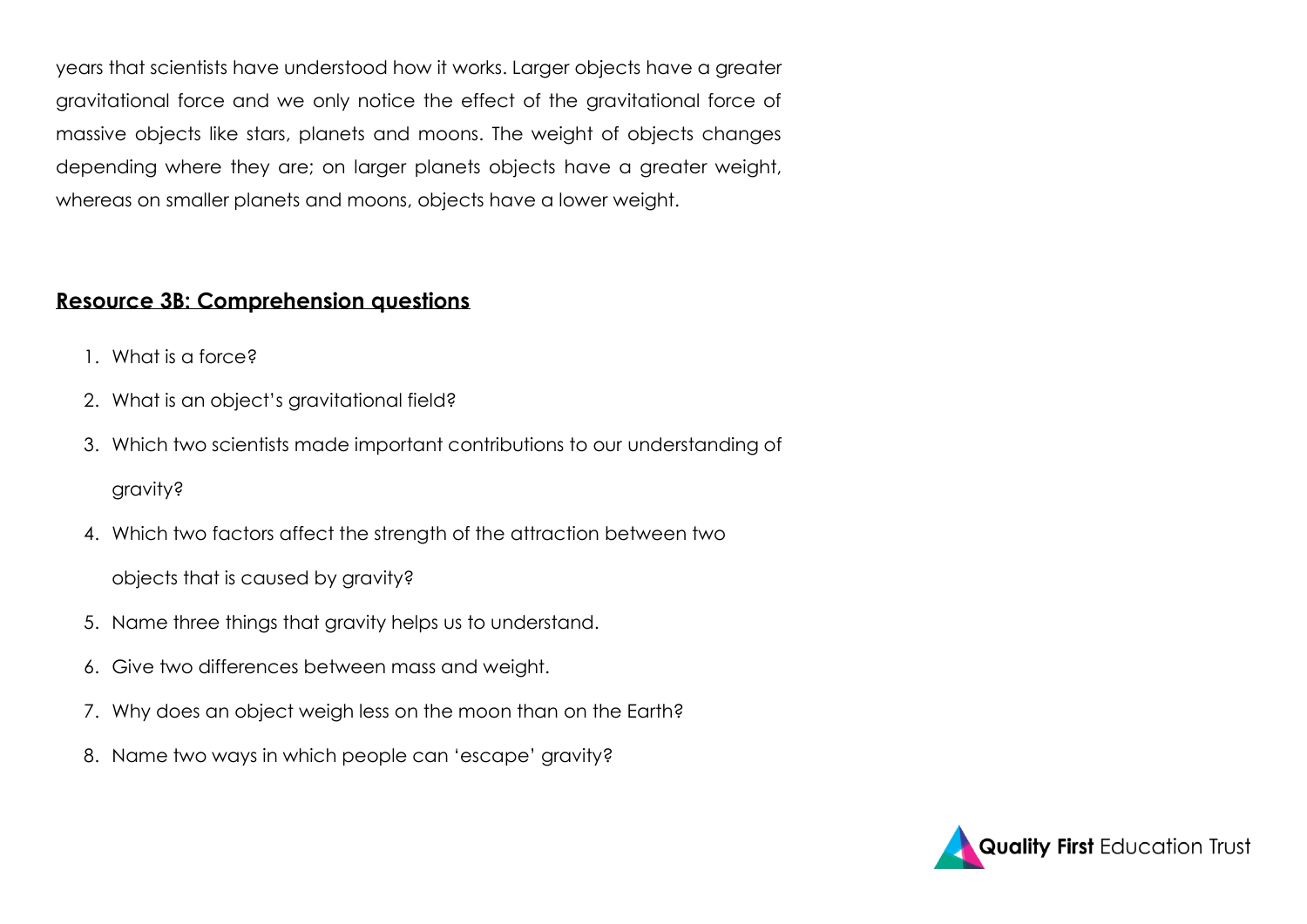years that scientists have understood how it works. Larger objects have a greater gravitational force and we only notice the effect of the gravitational force of massive objects like stars, planets and moons. The weight of objects changes depending where they are; on larger planets objects have a greater weight, whereas on smaller planets and moons, objects have a lower weight.

## Resource 3B: Comprehension questions

1. What is a force?
2. What is an object's gravitational field?
3. Which two scientists made important contributions to our understanding of gravity?
4. Which two factors affect the strength of the attraction between two objects that is caused by gravity?
5. Name three things that gravity helps us to understand.
6. Give two differences between mass and weight.
7. Why does an object weigh less on the moon than on the Earth?
8. Name two ways in which people can 'escape' gravity?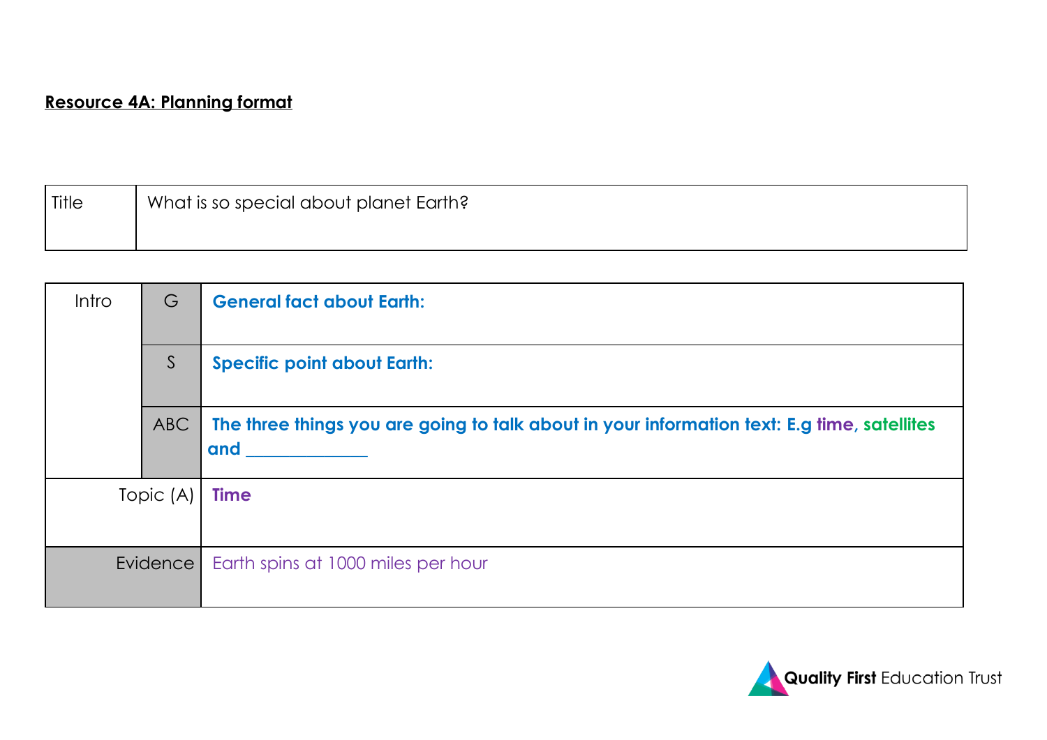**Resource 4A: Planning format**

| Title | What is so special about planet Earth? |
|---|---|

| Intro | G | **General fact about Earth:** |
|---|---|---|
| | S | **Specific point about Earth:** |
| | ABC | **The three things you are going to talk about in your information text: E.g time, satellites and _____________** |
| Topic (A) | | **Time** |
| Evidence | | Earth spins at 1000 miles per hour |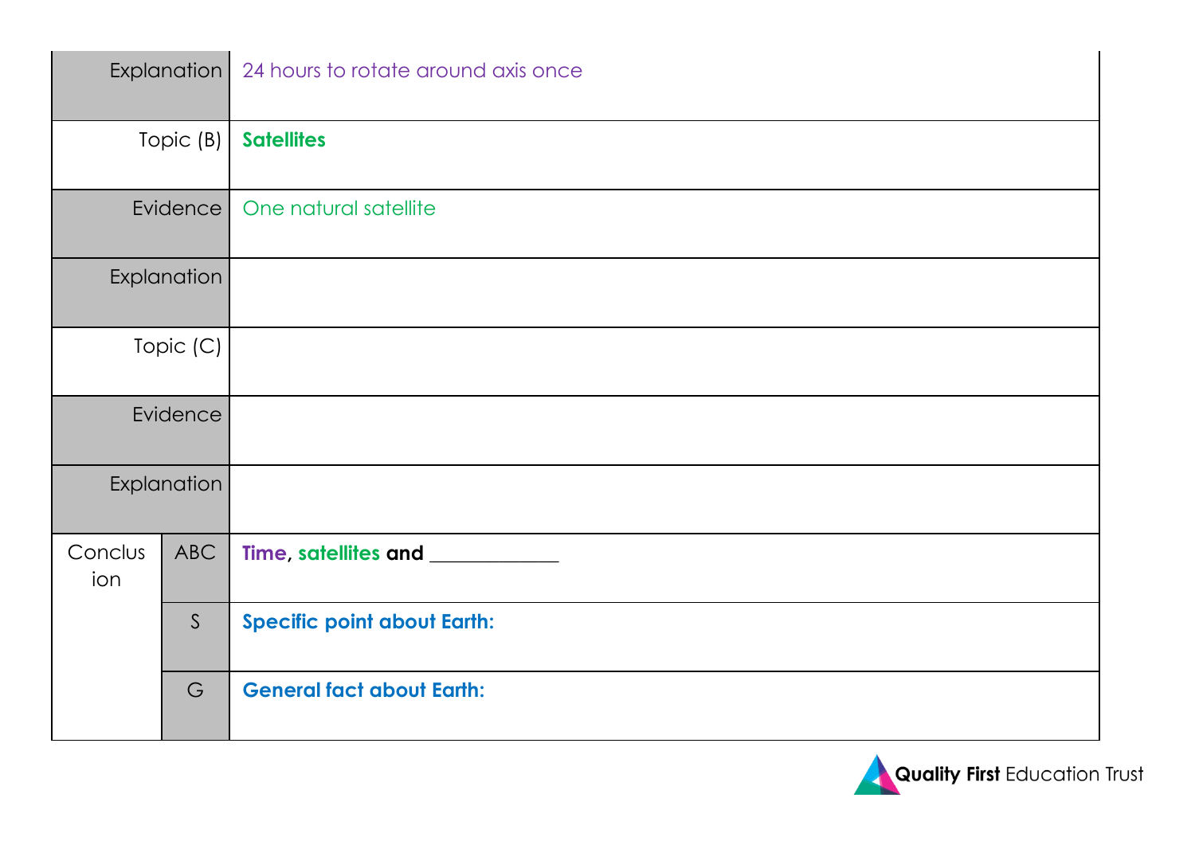| | | |
|---|---|---|
| Explanation | | 24 hours to rotate around axis once |
| Topic (B) | | **Satellites** |
| Evidence | | One natural satellite |
| Explanation | | |
| Topic (C) | | |
| Evidence | | |
| Explanation | | |
| Conclusion | ABC | **Time**, **satellites** **and** ____________ |
| | S | **Specific point about Earth:** |
| | G | **General fact about Earth:** |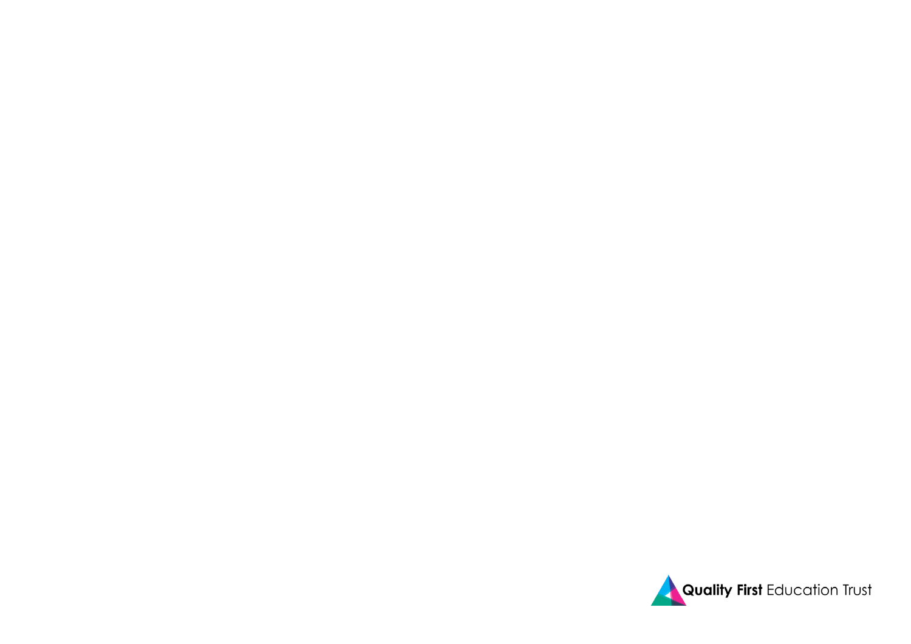**Quality First** Education Trust